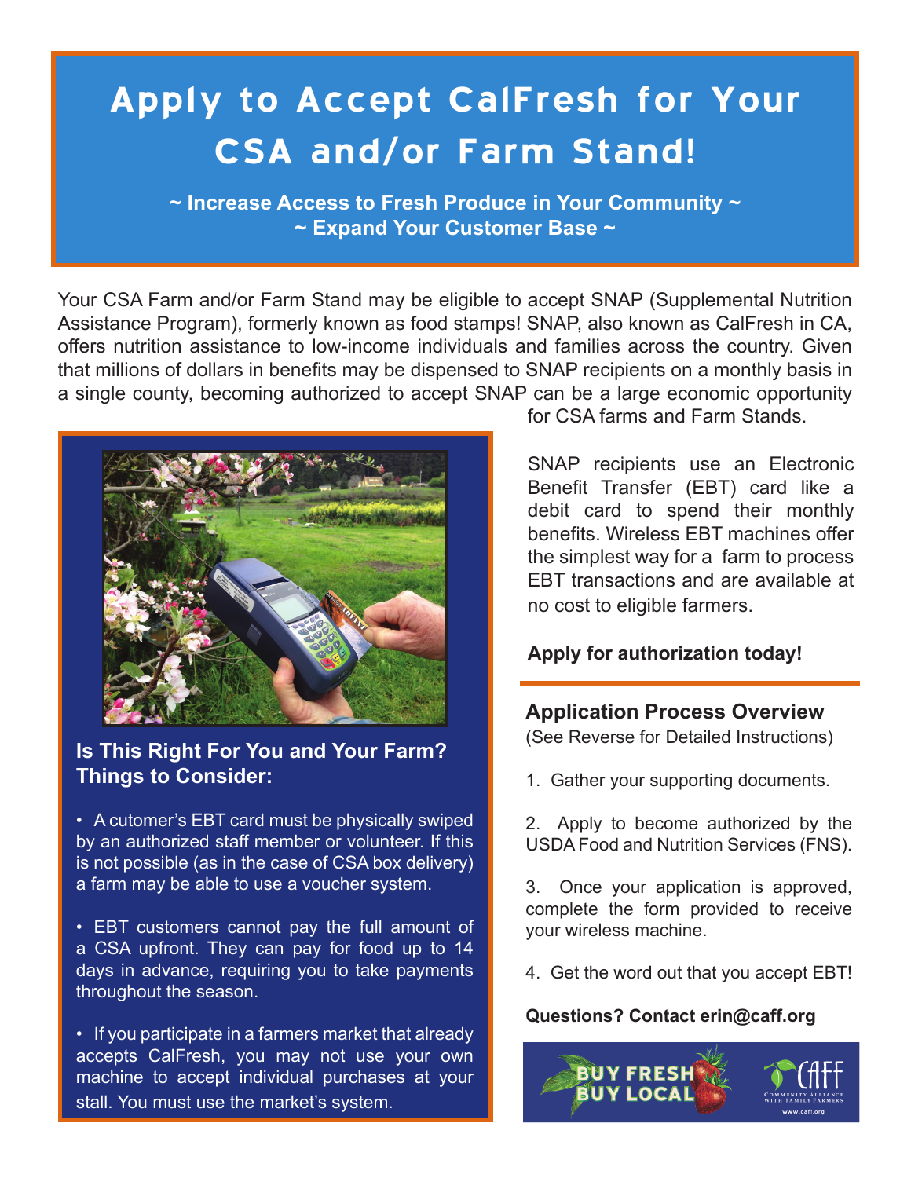# Apply to Accept CalFresh for Your CSA and/or Farm Stand!

**~ Increase Access to Fresh Produce in Your Community ~**
**~ Expand Your Customer Base ~**

Your CSA Farm and/or Farm Stand may be eligible to accept SNAP (Supplemental Nutrition Assistance Program), formerly known as food stamps! SNAP, also known as CalFresh in CA, offers nutrition assistance to low-income individuals and families across the country. Given that millions of dollars in benefits may be dispensed to SNAP recipients on a monthly basis in a single county, becoming authorized to accept SNAP can be a large economic opportunity for CSA farms and Farm Stands.

SNAP recipients use an Electronic Benefit Transfer (EBT) card like a debit card to spend their monthly benefits. Wireless EBT machines offer the simplest way for a farm to process EBT transactions and are available at no cost to eligible farmers.

**Apply for authorization today!**

## Is This Right For You and Your Farm? Things to Consider:

- A cutomer's EBT card must be physically swiped by an authorized staff member or volunteer. If this is not possible (as in the case of CSA box delivery) a farm may be able to use a voucher system.
- EBT customers cannot pay the full amount of a CSA upfront. They can pay for food up to 14 days in advance, requiring you to take payments throughout the season.
- If you participate in a farmers market that already accepts CalFresh, you may not use your own machine to accept individual purchases at your stall. You must use the market's system.

## Application Process Overview

(See Reverse for Detailed Instructions)

1. Gather your supporting documents.
2. Apply to become authorized by the USDA Food and Nutrition Services (FNS).
3. Once your application is approved, complete the form provided to receive your wireless machine.
4. Get the word out that you accept EBT!

**Questions? Contact erin@caff.org**

BUY FRESH BUY LOCAL

CAFF Community Alliance with Family Farmers www.caff.org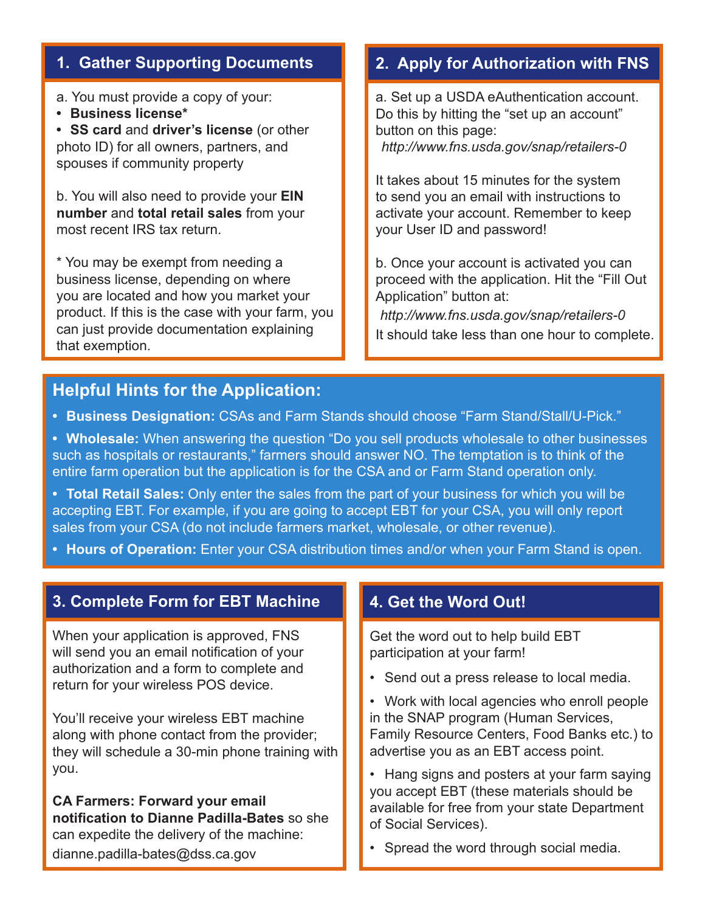## 1. Gather Supporting Documents

a. You must provide a copy of your:

- **Business license***
- **SS card** and **driver's license** (or other photo ID) for all owners, partners, and spouses if community property

b. You will also need to provide your **EIN number** and **total retail sales** from your most recent IRS tax return.

* You may be exempt from needing a business license, depending on where you are located and how you market your product. If this is the case with your farm, you can just provide documentation explaining that exemption.

## 2. Apply for Authorization with FNS

a. Set up a USDA eAuthentication account. Do this by hitting the "set up an account" button on this page:
*http://www.fns.usda.gov/snap/retailers-0*

It takes about 15 minutes for the system to send you an email with instructions to activate your account. Remember to keep your User ID and password!

b. Once your account is activated you can proceed with the application. Hit the "Fill Out Application" button at:
*http://www.fns.usda.gov/snap/retailers-0*
It should take less than one hour to complete.

## Helpful Hints for the Application:

- **Business Designation:** CSAs and Farm Stands should choose "Farm Stand/Stall/U-Pick."
- **Wholesale:** When answering the question "Do you sell products wholesale to other businesses such as hospitals or restaurants," farmers should answer NO. The temptation is to think of the entire farm operation but the application is for the CSA and or Farm Stand operation only.
- **Total Retail Sales:** Only enter the sales from the part of your business for which you will be accepting EBT. For example, if you are going to accept EBT for your CSA, you will only report sales from your CSA (do not include farmers market, wholesale, or other revenue).
- **Hours of Operation:** Enter your CSA distribution times and/or when your Farm Stand is open.

## 3. Complete Form for EBT Machine

When your application is approved, FNS will send you an email notification of your authorization and a form to complete and return for your wireless POS device.

You'll receive your wireless EBT machine along with phone contact from the provider; they will schedule a 30-min phone training with you.

**CA Farmers: Forward your email notification to Dianne Padilla-Bates** so she can expedite the delivery of the machine:
dianne.padilla-bates@dss.ca.gov

## 4. Get the Word Out!

Get the word out to help build EBT participation at your farm!

- Send out a press release to local media.
- Work with local agencies who enroll people in the SNAP program (Human Services, Family Resource Centers, Food Banks etc.) to advertise you as an EBT access point.
- Hang signs and posters at your farm saying you accept EBT (these materials should be available for free from your state Department of Social Services).
- Spread the word through social media.